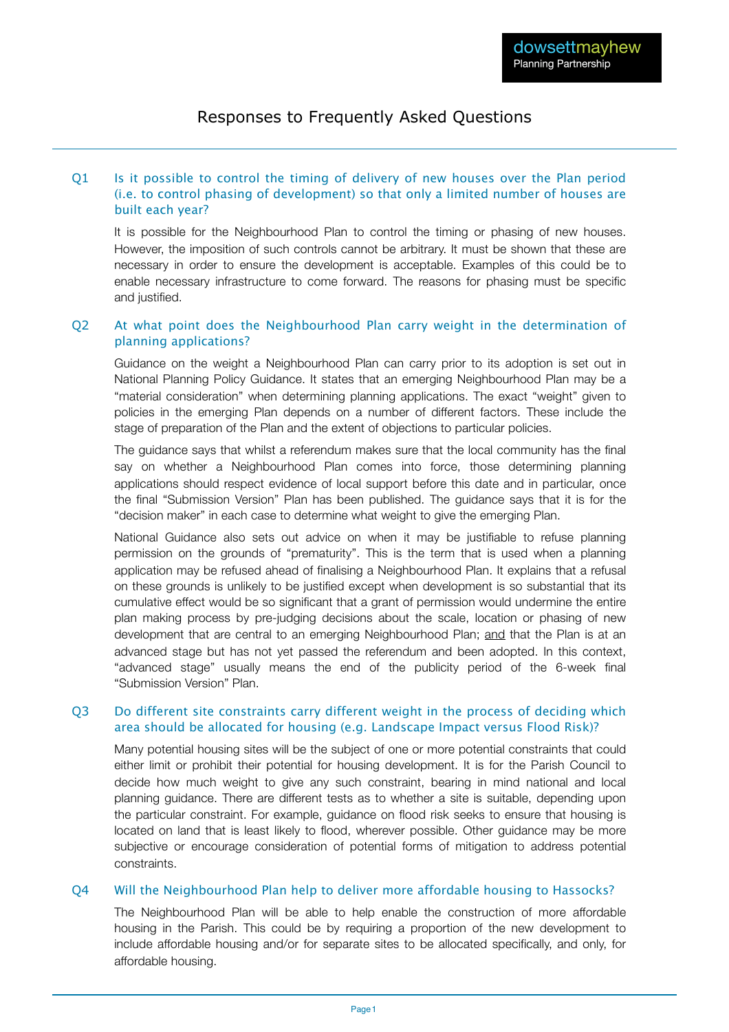dowsettmayhew
Planning Partnership

# Responses to Frequently Asked Questions

### Q1 Is it possible to control the timing of delivery of new houses over the Plan period (i.e. to control phasing of development) so that only a limited number of houses are built each year?

It is possible for the Neighbourhood Plan to control the timing or phasing of new houses. However, the imposition of such controls cannot be arbitrary. It must be shown that these are necessary in order to ensure the development is acceptable. Examples of this could be to enable necessary infrastructure to come forward. The reasons for phasing must be specific and justified.

### Q2 At what point does the Neighbourhood Plan carry weight in the determination of planning applications?

Guidance on the weight a Neighbourhood Plan can carry prior to its adoption is set out in National Planning Policy Guidance. It states that an emerging Neighbourhood Plan may be a "material consideration" when determining planning applications. The exact "weight" given to policies in the emerging Plan depends on a number of different factors. These include the stage of preparation of the Plan and the extent of objections to particular policies.

The guidance says that whilst a referendum makes sure that the local community has the final say on whether a Neighbourhood Plan comes into force, those determining planning applications should respect evidence of local support before this date and in particular, once the final "Submission Version" Plan has been published. The guidance says that it is for the "decision maker" in each case to determine what weight to give the emerging Plan.

National Guidance also sets out advice on when it may be justifiable to refuse planning permission on the grounds of "prematurity". This is the term that is used when a planning application may be refused ahead of finalising a Neighbourhood Plan. It explains that a refusal on these grounds is unlikely to be justified except when development is so substantial that its cumulative effect would be so significant that a grant of permission would undermine the entire plan making process by pre-judging decisions about the scale, location or phasing of new development that are central to an emerging Neighbourhood Plan; and that the Plan is at an advanced stage but has not yet passed the referendum and been adopted. In this context, "advanced stage" usually means the end of the publicity period of the 6-week final "Submission Version" Plan.

### Q3 Do different site constraints carry different weight in the process of deciding which area should be allocated for housing (e.g. Landscape Impact versus Flood Risk)?

Many potential housing sites will be the subject of one or more potential constraints that could either limit or prohibit their potential for housing development. It is for the Parish Council to decide how much weight to give any such constraint, bearing in mind national and local planning guidance. There are different tests as to whether a site is suitable, depending upon the particular constraint. For example, guidance on flood risk seeks to ensure that housing is located on land that is least likely to flood, wherever possible. Other guidance may be more subjective or encourage consideration of potential forms of mitigation to address potential constraints.

### Q4 Will the Neighbourhood Plan help to deliver more affordable housing to Hassocks?

The Neighbourhood Plan will be able to help enable the construction of more affordable housing in the Parish. This could be by requiring a proportion of the new development to include affordable housing and/or for separate sites to be allocated specifically, and only, for affordable housing.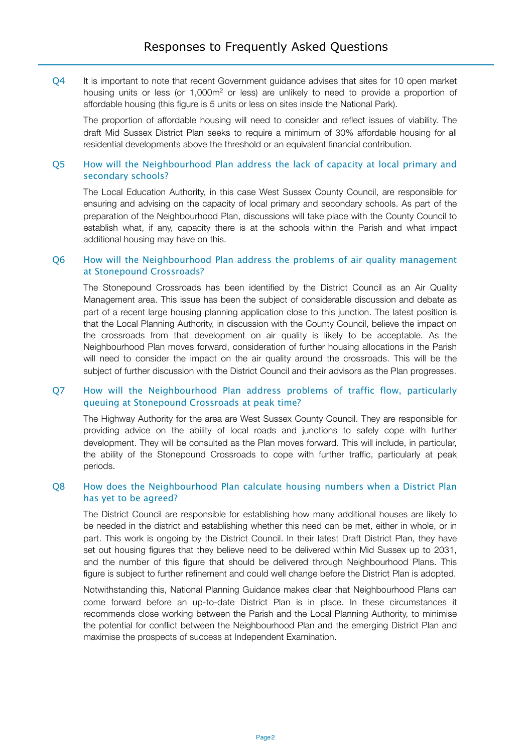# Responses to Frequently Asked Questions

**Q4** It is important to note that recent Government guidance advises that sites for 10 open market housing units or less (or 1,000m² or less) are unlikely to need to provide a proportion of affordable housing (this figure is 5 units or less on sites inside the National Park).

The proportion of affordable housing will need to consider and reflect issues of viability. The draft Mid Sussex District Plan seeks to require a minimum of 30% affordable housing for all residential developments above the threshold or an equivalent financial contribution.

### Q5 How will the Neighbourhood Plan address the lack of capacity at local primary and secondary schools?

The Local Education Authority, in this case West Sussex County Council, are responsible for ensuring and advising on the capacity of local primary and secondary schools. As part of the preparation of the Neighbourhood Plan, discussions will take place with the County Council to establish what, if any, capacity there is at the schools within the Parish and what impact additional housing may have on this.

### Q6 How will the Neighbourhood Plan address the problems of air quality management at Stonepound Crossroads?

The Stonepound Crossroads has been identified by the District Council as an Air Quality Management area. This issue has been the subject of considerable discussion and debate as part of a recent large housing planning application close to this junction. The latest position is that the Local Planning Authority, in discussion with the County Council, believe the impact on the crossroads from that development on air quality is likely to be acceptable. As the Neighbourhood Plan moves forward, consideration of further housing allocations in the Parish will need to consider the impact on the air quality around the crossroads. This will be the subject of further discussion with the District Council and their advisors as the Plan progresses.

### Q7 How will the Neighbourhood Plan address problems of traffic flow, particularly queuing at Stonepound Crossroads at peak time?

The Highway Authority for the area are West Sussex County Council. They are responsible for providing advice on the ability of local roads and junctions to safely cope with further development. They will be consulted as the Plan moves forward. This will include, in particular, the ability of the Stonepound Crossroads to cope with further traffic, particularly at peak periods.

### Q8 How does the Neighbourhood Plan calculate housing numbers when a District Plan has yet to be agreed?

The District Council are responsible for establishing how many additional houses are likely to be needed in the district and establishing whether this need can be met, either in whole, or in part. This work is ongoing by the District Council. In their latest Draft District Plan, they have set out housing figures that they believe need to be delivered within Mid Sussex up to 2031, and the number of this figure that should be delivered through Neighbourhood Plans. This figure is subject to further refinement and could well change before the District Plan is adopted.

Notwithstanding this, National Planning Guidance makes clear that Neighbourhood Plans can come forward before an up-to-date District Plan is in place. In these circumstances it recommends close working between the Parish and the Local Planning Authority, to minimise the potential for conflict between the Neighbourhood Plan and the emerging District Plan and maximise the prospects of success at Independent Examination.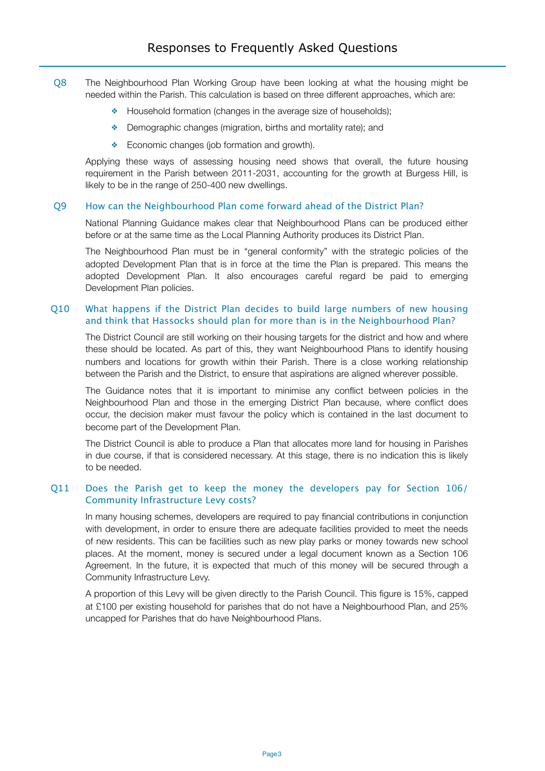# Responses to Frequently Asked Questions

**Q8** The Neighbourhood Plan Working Group have been looking at what the housing might be needed within the Parish. This calculation is based on three different approaches, which are:

- Household formation (changes in the average size of households);
- Demographic changes (migration, births and mortality rate); and
- Economic changes (job formation and growth).

Applying these ways of assessing housing need shows that overall, the future housing requirement in the Parish between 2011-2031, accounting for the growth at Burgess Hill, is likely to be in the range of 250-400 new dwellings.

## Q9 How can the Neighbourhood Plan come forward ahead of the District Plan?

National Planning Guidance makes clear that Neighbourhood Plans can be produced either before or at the same time as the Local Planning Authority produces its District Plan.

The Neighbourhood Plan must be in "general conformity" with the strategic policies of the adopted Development Plan that is in force at the time the Plan is prepared. This means the adopted Development Plan. It also encourages careful regard be paid to emerging Development Plan policies.

## Q10 What happens if the District Plan decides to build large numbers of new housing and think that Hassocks should plan for more than is in the Neighbourhood Plan?

The District Council are still working on their housing targets for the district and how and where these should be located. As part of this, they want Neighbourhood Plans to identify housing numbers and locations for growth within their Parish. There is a close working relationship between the Parish and the District, to ensure that aspirations are aligned wherever possible.

The Guidance notes that it is important to minimise any conflict between policies in the Neighbourhood Plan and those in the emerging District Plan because, where conflict does occur, the decision maker must favour the policy which is contained in the last document to become part of the Development Plan.

The District Council is able to produce a Plan that allocates more land for housing in Parishes in due course, if that is considered necessary. At this stage, there is no indication this is likely to be needed.

## Q11 Does the Parish get to keep the money the developers pay for Section 106/ Community Infrastructure Levy costs?

In many housing schemes, developers are required to pay financial contributions in conjunction with development, in order to ensure there are adequate facilities provided to meet the needs of new residents. This can be facilities such as new play parks or money towards new school places. At the moment, money is secured under a legal document known as a Section 106 Agreement. In the future, it is expected that much of this money will be secured through a Community Infrastructure Levy.

A proportion of this Levy will be given directly to the Parish Council. This figure is 15%, capped at £100 per existing household for parishes that do not have a Neighbourhood Plan, and 25% uncapped for Parishes that do have Neighbourhood Plans.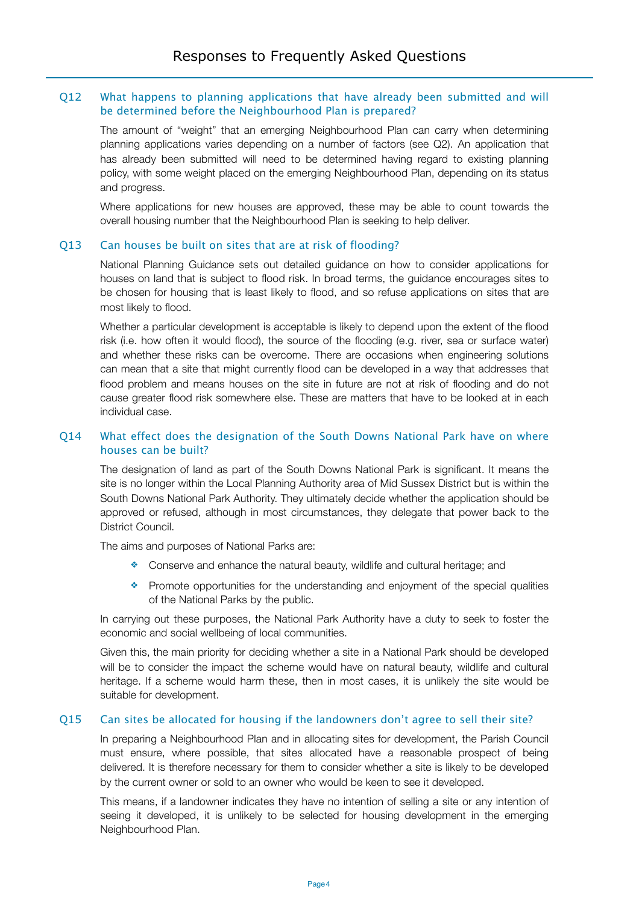# Responses to Frequently Asked Questions

## Q12 What happens to planning applications that have already been submitted and will be determined before the Neighbourhood Plan is prepared?

The amount of "weight" that an emerging Neighbourhood Plan can carry when determining planning applications varies depending on a number of factors (see Q2). An application that has already been submitted will need to be determined having regard to existing planning policy, with some weight placed on the emerging Neighbourhood Plan, depending on its status and progress.

Where applications for new houses are approved, these may be able to count towards the overall housing number that the Neighbourhood Plan is seeking to help deliver.

## Q13 Can houses be built on sites that are at risk of flooding?

National Planning Guidance sets out detailed guidance on how to consider applications for houses on land that is subject to flood risk. In broad terms, the guidance encourages sites to be chosen for housing that is least likely to flood, and so refuse applications on sites that are most likely to flood.

Whether a particular development is acceptable is likely to depend upon the extent of the flood risk (i.e. how often it would flood), the source of the flooding (e.g. river, sea or surface water) and whether these risks can be overcome. There are occasions when engineering solutions can mean that a site that might currently flood can be developed in a way that addresses that flood problem and means houses on the site in future are not at risk of flooding and do not cause greater flood risk somewhere else. These are matters that have to be looked at in each individual case.

## Q14 What effect does the designation of the South Downs National Park have on where houses can be built?

The designation of land as part of the South Downs National Park is significant. It means the site is no longer within the Local Planning Authority area of Mid Sussex District but is within the South Downs National Park Authority. They ultimately decide whether the application should be approved or refused, although in most circumstances, they delegate that power back to the District Council.

The aims and purposes of National Parks are:

- Conserve and enhance the natural beauty, wildlife and cultural heritage; and
- Promote opportunities for the understanding and enjoyment of the special qualities of the National Parks by the public.

In carrying out these purposes, the National Park Authority have a duty to seek to foster the economic and social wellbeing of local communities.

Given this, the main priority for deciding whether a site in a National Park should be developed will be to consider the impact the scheme would have on natural beauty, wildlife and cultural heritage. If a scheme would harm these, then in most cases, it is unlikely the site would be suitable for development.

## Q15 Can sites be allocated for housing if the landowners don't agree to sell their site?

In preparing a Neighbourhood Plan and in allocating sites for development, the Parish Council must ensure, where possible, that sites allocated have a reasonable prospect of being delivered. It is therefore necessary for them to consider whether a site is likely to be developed by the current owner or sold to an owner who would be keen to see it developed.

This means, if a landowner indicates they have no intention of selling a site or any intention of seeing it developed, it is unlikely to be selected for housing development in the emerging Neighbourhood Plan.